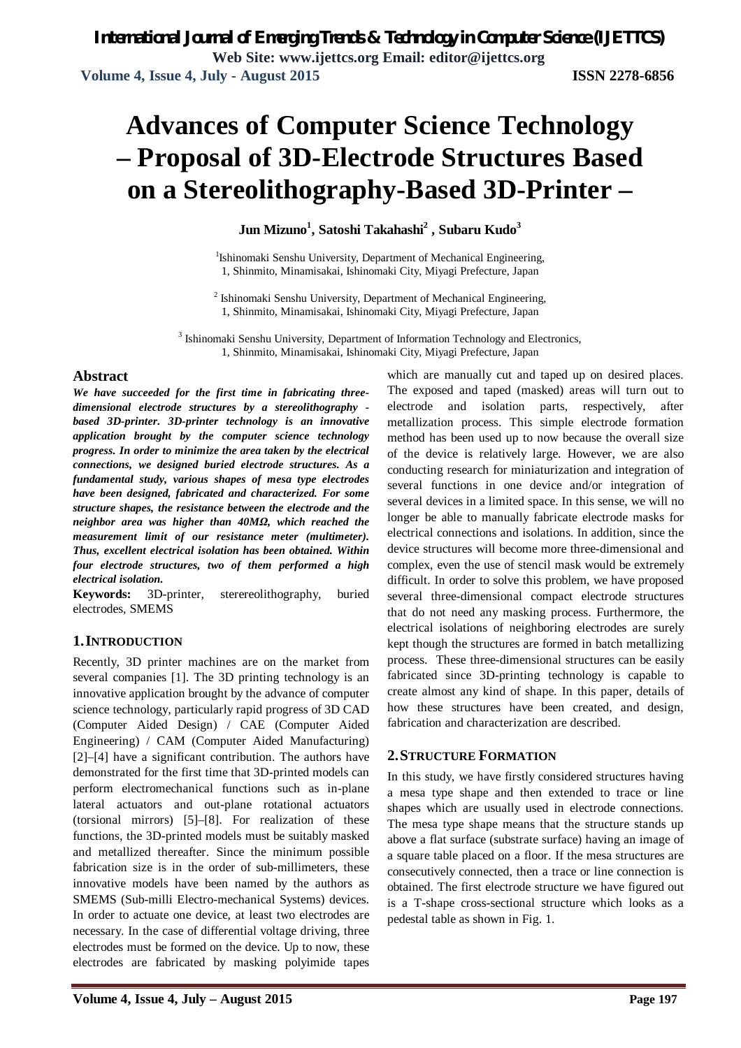# Advances of Computer Science Technology – Proposal of 3D-Electrode Structures Based on a Stereolithography-Based 3D-Printer –

**Jun Mizuno[1], Satoshi Takahashi[2] , Subaru Kudo[3]**

[1]Ishinomaki Senshu University, Department of Mechanical Engineering, 1, Shinmito, Minamisakai, Ishinomaki City, Miyagi Prefecture, Japan

[2] Ishinomaki Senshu University, Department of Mechanical Engineering, 1, Shinmito, Minamisakai, Ishinomaki City, Miyagi Prefecture, Japan

[3] Ishinomaki Senshu University, Department of Information Technology and Electronics, 1, Shinmito, Minamisakai, Ishinomaki City, Miyagi Prefecture, Japan

## Abstract

***We have succeeded for the first time in fabricating three-dimensional electrode structures by a stereolithography - based 3D-printer. 3D-printer technology is an innovative application brought by the computer science technology progress. In order to minimize the area taken by the electrical connections, we designed buried electrode structures. As a fundamental study, various shapes of mesa type electrodes have been designed, fabricated and characterized. For some structure shapes, the resistance between the electrode and the neighbor area was higher than 40MΩ, which reached the measurement limit of our resistance meter (multimeter). Thus, excellent electrical isolation has been obtained. Within four electrode structures, two of them performed a high electrical isolation.***

**Keywords:** 3D-printer, sterereolithography, buried electrodes, SMEMS

## 1. INTRODUCTION

Recently, 3D printer machines are on the market from several companies [1]. The 3D printing technology is an innovative application brought by the advance of computer science technology, particularly rapid progress of 3D CAD (Computer Aided Design) / CAE (Computer Aided Engineering) / CAM (Computer Aided Manufacturing) [2]–[4] have a significant contribution. The authors have demonstrated for the first time that 3D-printed models can perform electromechanical functions such as in-plane lateral actuators and out-plane rotational actuators (torsional mirrors) [5]–[8]. For realization of these functions, the 3D-printed models must be suitably masked and metallized thereafter. Since the minimum possible fabrication size is in the order of sub-millimeters, these innovative models have been named by the authors as SMEMS (Sub-milli Electro-mechanical Systems) devices. In order to actuate one device, at least two electrodes are necessary. In the case of differential voltage driving, three electrodes must be formed on the device. Up to now, these electrodes are fabricated by masking polyimide tapes which are manually cut and taped up on desired places. The exposed and taped (masked) areas will turn out to electrode and isolation parts, respectively, after metallization process. This simple electrode formation method has been used up to now because the overall size of the device is relatively large. However, we are also conducting research for miniaturization and integration of several functions in one device and/or integration of several devices in a limited space. In this sense, we will no longer be able to manually fabricate electrode masks for electrical connections and isolations. In addition, since the device structures will become more three-dimensional and complex, even the use of stencil mask would be extremely difficult. In order to solve this problem, we have proposed several three-dimensional compact electrode structures that do not need any masking process. Furthermore, the electrical isolations of neighboring electrodes are surely kept though the structures are formed in batch metallizing process. These three-dimensional structures can be easily fabricated since 3D-printing technology is capable to create almost any kind of shape. In this paper, details of how these structures have been created, and design, fabrication and characterization are described.

## 2. STRUCTURE FORMATION

In this study, we have firstly considered structures having a mesa type shape and then extended to trace or line shapes which are usually used in electrode connections. The mesa type shape means that the structure stands up above a flat surface (substrate surface) having an image of a square table placed on a floor. If the mesa structures are consecutively connected, then a trace or line connection is obtained. The first electrode structure we have figured out is a T-shape cross-sectional structure which looks as a pedestal table as shown in Fig. 1.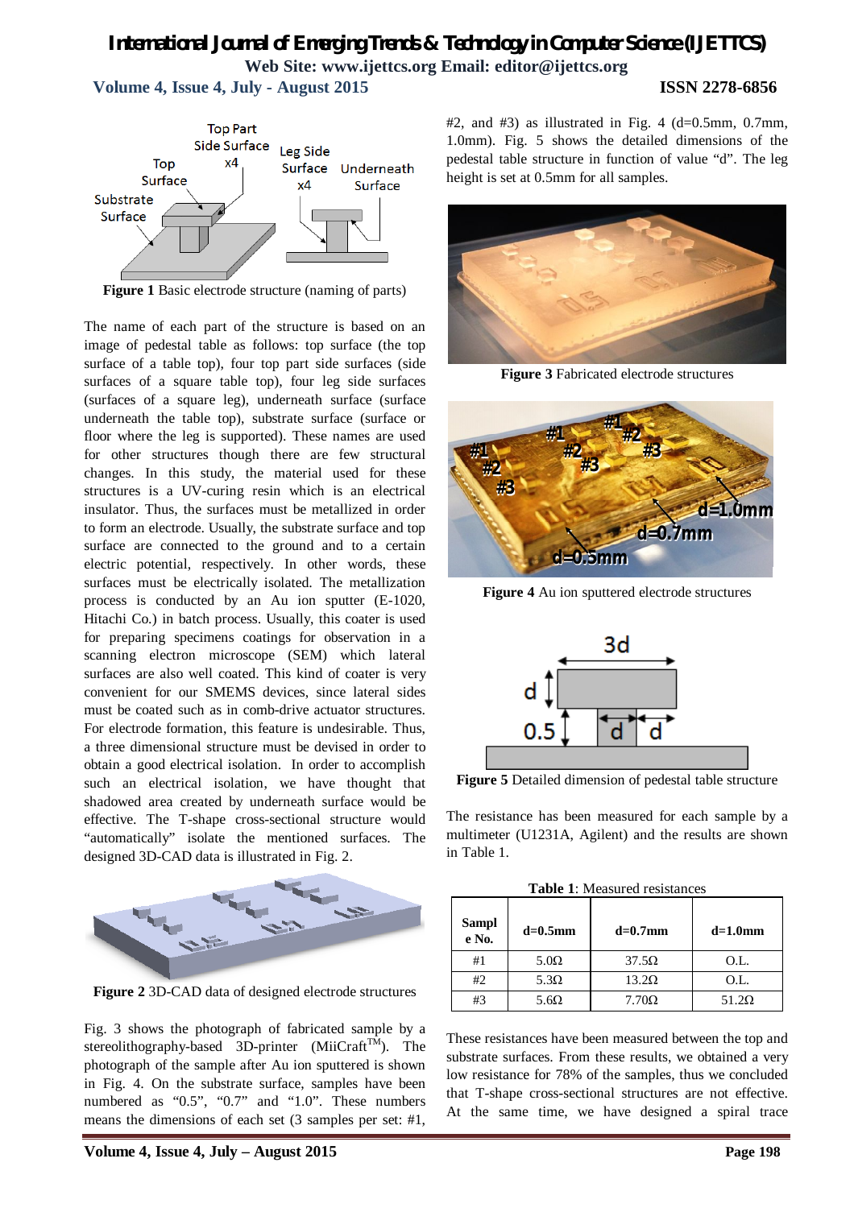Figure 1 Basic electrode structure (naming of parts)

The name of each part of the structure is based on an image of pedestal table as follows: top surface (the top surface of a table top), four top part side surfaces (side surfaces of a square table top), four leg side surfaces (surfaces of a square leg), underneath surface (surface underneath the table top), substrate surface (surface or floor where the leg is supported). These names are used for other structures though there are few structural changes. In this study, the material used for these structures is a UV-curing resin which is an electrical insulator. Thus, the surfaces must be metallized in order to form an electrode. Usually, the substrate surface and top surface are connected to the ground and to a certain electric potential, respectively. In other words, these surfaces must be electrically isolated. The metallization process is conducted by an Au ion sputter (E-1020, Hitachi Co.) in batch process. Usually, this coater is used for preparing specimens coatings for observation in a scanning electron microscope (SEM) which lateral surfaces are also well coated. This kind of coater is very convenient for our SMEMS devices, since lateral sides must be coated such as in comb-drive actuator structures. For electrode formation, this feature is undesirable. Thus, a three dimensional structure must be devised in order to obtain a good electrical isolation. In order to accomplish such an electrical isolation, we have thought that shadowed area created by underneath surface would be effective. The T-shape cross-sectional structure would "automatically" isolate the mentioned surfaces. The designed 3D-CAD data is illustrated in Fig. 2.

Figure 2 3D-CAD data of designed electrode structures

Fig. 3 shows the photograph of fabricated sample by a stereolithography-based 3D-printer (MiiCraft™). The photograph of the sample after Au ion sputtered is shown in Fig. 4. On the substrate surface, samples have been numbered as "0.5", "0.7" and "1.0". These numbers means the dimensions of each set (3 samples per set: #1, #2, and #3) as illustrated in Fig. 4 (d=0.5mm, 0.7mm, 1.0mm). Fig. 5 shows the detailed dimensions of the pedestal table structure in function of value "d". The leg height is set at 0.5mm for all samples.

Figure 3 Fabricated electrode structures

Figure 4 Au ion sputtered electrode structures

Figure 5 Detailed dimension of pedestal table structure

The resistance has been measured for each sample by a multimeter (U1231A, Agilent) and the results are shown in Table 1.

**Table 1**: Measured resistances

| Sample No. | d=0.5mm | d=0.7mm | d=1.0mm |
|---|---|---|---|
| #1 | 5.0Ω | 37.5Ω | O.L. |
| #2 | 5.3Ω | 13.2Ω | O.L. |
| #3 | 5.6Ω | 7.70Ω | 51.2Ω |

These resistances have been measured between the top and substrate surfaces. From these results, we obtained a very low resistance for 78% of the samples, thus we concluded that T-shape cross-sectional structures are not effective. At the same time, we have designed a spiral trace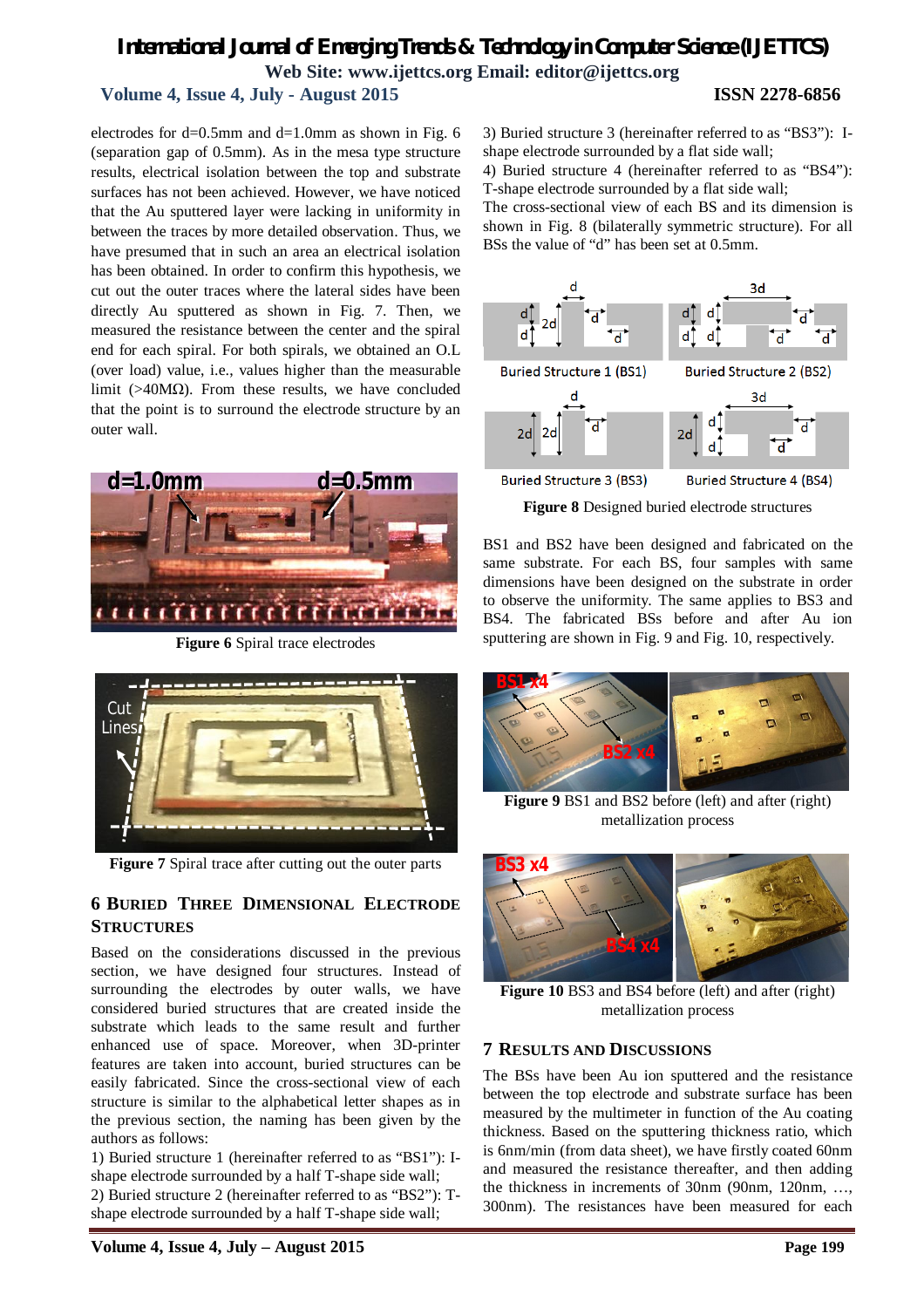electrodes for d=0.5mm and d=1.0mm as shown in Fig. 6 (separation gap of 0.5mm). As in the mesa type structure results, electrical isolation between the top and substrate surfaces has not been achieved. However, we have noticed that the Au sputtered layer were lacking in uniformity in between the traces by more detailed observation. Thus, we have presumed that in such an area an electrical isolation has been obtained. In order to confirm this hypothesis, we cut out the outer traces where the lateral sides have been directly Au sputtered as shown in Fig. 7. Then, we measured the resistance between the center and the spiral end for each spiral. For both spirals, we obtained an O.L (over load) value, i.e., values higher than the measurable limit (>40MΩ). From these results, we have concluded that the point is to surround the electrode structure by an outer wall.

**Figure 6** Spiral trace electrodes

**Figure 7** Spiral trace after cutting out the outer parts

## 6 Buried Three Dimensional Electrode Structures

Based on the considerations discussed in the previous section, we have designed four structures. Instead of surrounding the electrodes by outer walls, we have considered buried structures that are created inside the substrate which leads to the same result and further enhanced use of space. Moreover, when 3D-printer features are taken into account, buried structures can be easily fabricated. Since the cross-sectional view of each structure is similar to the alphabetical letter shapes as in the previous section, the naming has been given by the authors as follows:

1) Buried structure 1 (hereinafter referred to as "BS1"): I-shape electrode surrounded by a half T-shape side wall;
2) Buried structure 2 (hereinafter referred to as "BS2"): T-shape electrode surrounded by a half T-shape side wall;
3) Buried structure 3 (hereinafter referred to as "BS3"): I-shape electrode surrounded by a flat side wall;
4) Buried structure 4 (hereinafter referred to as "BS4"): T-shape electrode surrounded by a flat side wall;

The cross-sectional view of each BS and its dimension is shown in Fig. 8 (bilaterally symmetric structure). For all BSs the value of "d" has been set at 0.5mm.

**Figure 8** Designed buried electrode structures

BS1 and BS2 have been designed and fabricated on the same substrate. For each BS, four samples with same dimensions have been designed on the substrate in order to observe the uniformity. The same applies to BS3 and BS4. The fabricated BSs before and after Au ion sputtering are shown in Fig. 9 and Fig. 10, respectively.

**Figure 9** BS1 and BS2 before (left) and after (right) metallization process

**Figure 10** BS3 and BS4 before (left) and after (right) metallization process

## 7 Results and Discussions

The BSs have been Au ion sputtered and the resistance between the top electrode and substrate surface has been measured by the multimeter in function of the Au coating thickness. Based on the sputtering thickness ratio, which is 6nm/min (from data sheet), we have firstly coated 60nm and measured the resistance thereafter, and then adding the thickness in increments of 30nm (90nm, 120nm, …, 300nm). The resistances have been measured for each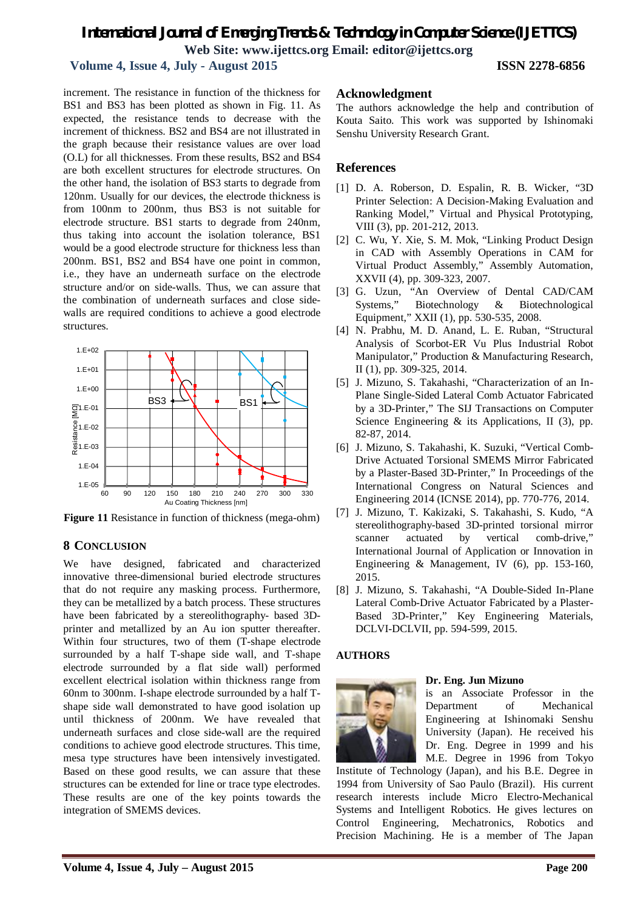increment. The resistance in function of the thickness for BS1 and BS3 has been plotted as shown in Fig. 11. As expected, the resistance tends to decrease with the increment of thickness. BS2 and BS4 are not illustrated in the graph because their resistance values are over load (O.L) for all thicknesses. From these results, BS2 and BS4 are both excellent structures for electrode structures. On the other hand, the isolation of BS3 starts to degrade from 120nm. Usually for our devices, the electrode thickness is from 100nm to 200nm, thus BS3 is not suitable for electrode structure. BS1 starts to degrade from 240nm, thus taking into account the isolation tolerance, BS1 would be a good electrode structure for thickness less than 200nm. BS1, BS2 and BS4 have one point in common, i.e., they have an underneath surface on the electrode structure and/or on side-walls. Thus, we can assure that the combination of underneath surfaces and close side-walls are required conditions to achieve a good electrode structures.

**Figure 11** Resistance in function of thickness (mega-ohm)

## 8 Conclusion

We have designed, fabricated and characterized innovative three-dimensional buried electrode structures that do not require any masking process. Furthermore, they can be metallized by a batch process. These structures have been fabricated by a stereolithography- based 3D-printer and metallized by an Au ion sputter thereafter. Within four structures, two of them (T-shape electrode surrounded by a half T-shape side wall, and T-shape electrode surrounded by a flat side wall) performed excellent electrical isolation within thickness range from 60nm to 300nm. I-shape electrode surrounded by a half T-shape side wall demonstrated to have good isolation up until thickness of 200nm. We have revealed that underneath surfaces and close side-wall are the required conditions to achieve good electrode structures. This time, mesa type structures have been intensively investigated. Based on these good results, we can assure that these structures can be extended for line or trace type electrodes. These results are one of the key points towards the integration of SMEMS devices.

## Acknowledgment

The authors acknowledge the help and contribution of Kouta Saito. This work was supported by Ishinomaki Senshu University Research Grant.

## References

[1] D. A. Roberson, D. Espalin, R. B. Wicker, "3D Printer Selection: A Decision-Making Evaluation and Ranking Model," Virtual and Physical Prototyping, VIII (3), pp. 201-212, 2013.

[2] C. Wu, Y. Xie, S. M. Mok, "Linking Product Design in CAD with Assembly Operations in CAM for Virtual Product Assembly," Assembly Automation, XXVII (4), pp. 309-323, 2007.

[3] G. Uzun, "An Overview of Dental CAD/CAM Systems," Biotechnology & Biotechnological Equipment," XXII (1), pp. 530-535, 2008.

[4] N. Prabhu, M. D. Anand, L. E. Ruban, "Structural Analysis of Scorbot-ER Vu Plus Industrial Robot Manipulator," Production & Manufacturing Research, II (1), pp. 309-325, 2014.

[5] J. Mizuno, S. Takahashi, "Characterization of an In-Plane Single-Sided Lateral Comb Actuator Fabricated by a 3D-Printer," The SIJ Transactions on Computer Science Engineering & its Applications, II (3), pp. 82-87, 2014.

[6] J. Mizuno, S. Takahashi, K. Suzuki, "Vertical Comb-Drive Actuated Torsional SMEMS Mirror Fabricated by a Plaster-Based 3D-Printer," In Proceedings of the International Congress on Natural Sciences and Engineering 2014 (ICNSE 2014), pp. 770-776, 2014.

[7] J. Mizuno, T. Kakizaki, S. Takahashi, S. Kudo, "A stereolithography-based 3D-printed torsional mirror scanner actuated by vertical comb-drive," International Journal of Application or Innovation in Engineering & Management, IV (6), pp. 153-160, 2015.

[8] J. Mizuno, S. Takahashi, "A Double-Sided In-Plane Lateral Comb-Drive Actuator Fabricated by a Plaster-Based 3D-Printer," Key Engineering Materials, DCLVI-DCLVII, pp. 594-599, 2015.

## AUTHORS

**Dr. Eng. Jun Mizuno** is an Associate Professor in the Department of Mechanical Engineering at Ishinomaki Senshu University (Japan). He received his Dr. Eng. Degree in 1999 and his M.E. Degree in 1996 from Tokyo Institute of Technology (Japan), and his B.E. Degree in 1994 from University of Sao Paulo (Brazil). His current research interests include Micro Electro-Mechanical Systems and Intelligent Robotics. He gives lectures on Control Engineering, Mechatronics, Robotics and Precision Machining. He is a member of The Japan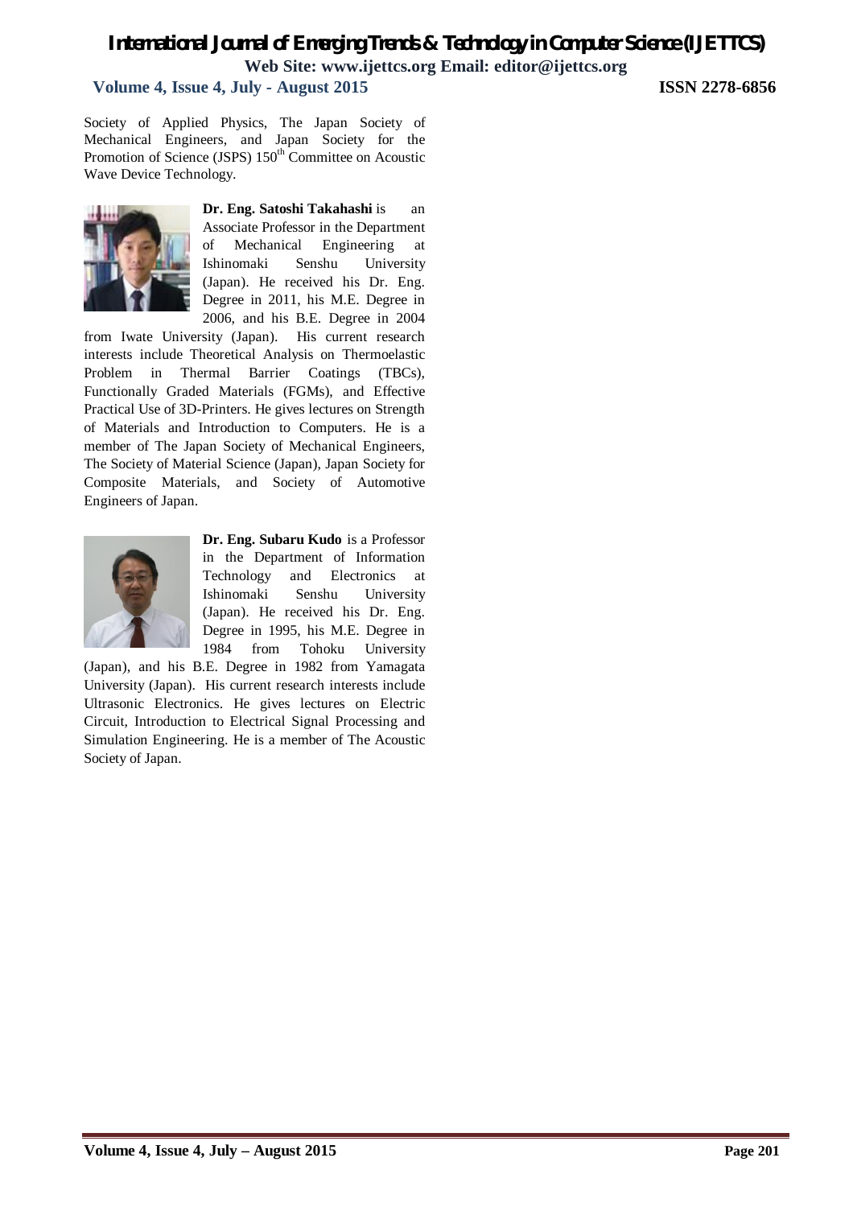Society of Applied Physics, The Japan Society of Mechanical Engineers, and Japan Society for the Promotion of Science (JSPS) 150th Committee on Acoustic Wave Device Technology.

**Dr. Eng. Satoshi Takahashi** is an Associate Professor in the Department of Mechanical Engineering at Ishinomaki Senshu University (Japan). He received his Dr. Eng. Degree in 2011, his M.E. Degree in 2006, and his B.E. Degree in 2004 from Iwate University (Japan). His current research interests include Theoretical Analysis on Thermoelastic Problem in Thermal Barrier Coatings (TBCs), Functionally Graded Materials (FGMs), and Effective Practical Use of 3D-Printers. He gives lectures on Strength of Materials and Introduction to Computers. He is a member of The Japan Society of Mechanical Engineers, The Society of Material Science (Japan), Japan Society for Composite Materials, and Society of Automotive Engineers of Japan.

**Dr. Eng. Subaru Kudo** is a Professor in the Department of Information Technology and Electronics at Ishinomaki Senshu University (Japan). He received his Dr. Eng. Degree in 1995, his M.E. Degree in 1984 from Tohoku University (Japan), and his B.E. Degree in 1982 from Yamagata University (Japan). His current research interests include Ultrasonic Electronics. He gives lectures on Electric Circuit, Introduction to Electrical Signal Processing and Simulation Engineering. He is a member of The Acoustic Society of Japan.